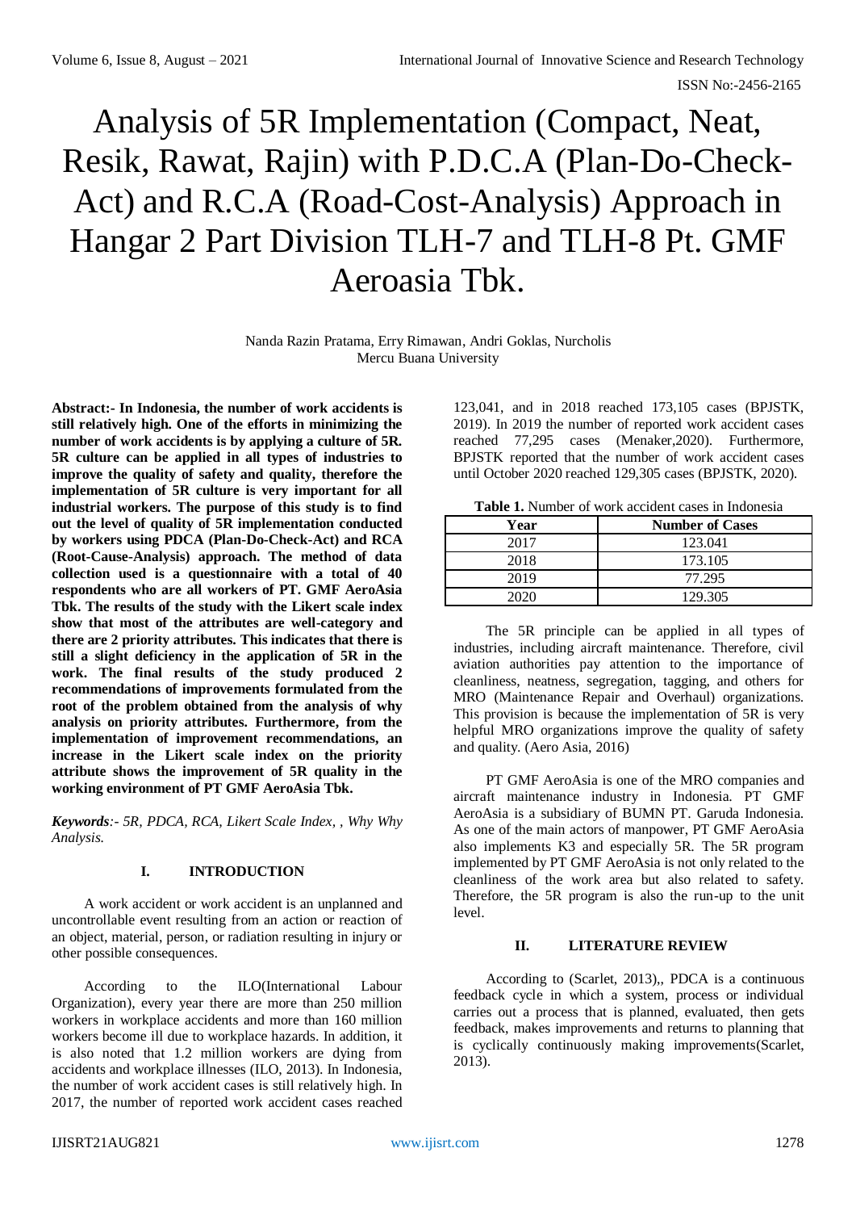# Analysis of 5R Implementation (Compact, Neat, Resik, Rawat, Rajin) with P.D.C.A (Plan-Do-Check-Act) and R.C.A (Road-Cost-Analysis) Approach in Hangar 2 Part Division TLH-7 and TLH-8 Pt. GMF Aeroasia Tbk.

Nanda Razin Pratama, Erry Rimawan, Andri Goklas, Nurcholis
Mercu Buana University

**Abstract:- In Indonesia, the number of work accidents is still relatively high. One of the efforts in minimizing the number of work accidents is by applying a culture of 5R. 5R culture can be applied in all types of industries to improve the quality of safety and quality, therefore the implementation of 5R culture is very important for all industrial workers. The purpose of this study is to find out the level of quality of 5R implementation conducted by workers using PDCA (Plan-Do-Check-Act) and RCA (Root-Cause-Analysis) approach. The method of data collection used is a questionnaire with a total of 40 respondents who are all workers of PT. GMF AeroAsia Tbk. The results of the study with the Likert scale index show that most of the attributes are well-category and there are 2 priority attributes. This indicates that there is still a slight deficiency in the application of 5R in the work. The final results of the study produced 2 recommendations of improvements formulated from the root of the problem obtained from the analysis of why analysis on priority attributes. Furthermore, from the implementation of improvement recommendations, an increase in the Likert scale index on the priority attribute shows the improvement of 5R quality in the working environment of PT GMF AeroAsia Tbk.**

***Keywords****:- 5R, PDCA, RCA, Likert Scale Index, , Why Why Analysis.*

## I. INTRODUCTION

A work accident or work accident is an unplanned and uncontrollable event resulting from an action or reaction of an object, material, person, or radiation resulting in injury or other possible consequences.

According to the ILO(International Labour Organization), every year there are more than 250 million workers in workplace accidents and more than 160 million workers become ill due to workplace hazards. In addition, it is also noted that 1.2 million workers are dying from accidents and workplace illnesses (ILO, 2013). In Indonesia, the number of work accident cases is still relatively high. In 2017, the number of reported work accident cases reached 123,041, and in 2018 reached 173,105 cases (BPJSTK, 2019). In 2019 the number of reported work accident cases reached 77,295 cases (Menaker,2020). Furthermore, BPJSTK reported that the number of work accident cases until October 2020 reached 129,305 cases (BPJSTK, 2020).

**Table 1.** Number of work accident cases in Indonesia

| Year | Number of Cases |
|---|---|
| 2017 | 123.041 |
| 2018 | 173.105 |
| 2019 | 77.295 |
| 2020 | 129.305 |

The 5R principle can be applied in all types of industries, including aircraft maintenance. Therefore, civil aviation authorities pay attention to the importance of cleanliness, neatness, segregation, tagging, and others for MRO (Maintenance Repair and Overhaul) organizations. This provision is because the implementation of 5R is very helpful MRO organizations improve the quality of safety and quality. (Aero Asia, 2016)

PT GMF AeroAsia is one of the MRO companies and aircraft maintenance industry in Indonesia. PT GMF AeroAsia is a subsidiary of BUMN PT. Garuda Indonesia. As one of the main actors of manpower, PT GMF AeroAsia also implements K3 and especially 5R. The 5R program implemented by PT GMF AeroAsia is not only related to the cleanliness of the work area but also related to safety. Therefore, the 5R program is also the run-up to the unit level.

## II. LITERATURE REVIEW

According to (Scarlet, 2013),, PDCA is a continuous feedback cycle in which a system, process or individual carries out a process that is planned, evaluated, then gets feedback, makes improvements and returns to planning that is cyclically continuously making improvements(Scarlet, 2013).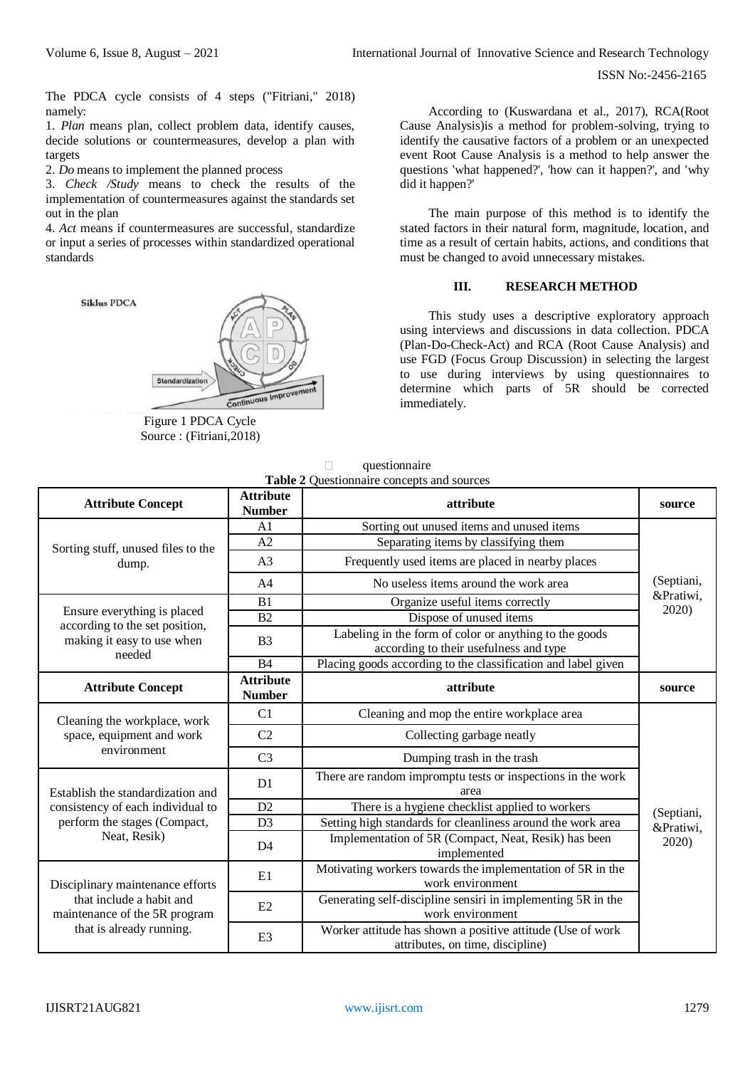The PDCA cycle consists of 4 steps ("Fitriani," 2018) namely:

1. *Plan* means plan, collect problem data, identify causes, decide solutions or countermeasures, develop a plan with targets
2. *Do* means to implement the planned process
3. *Check /Study* means to check the results of the implementation of countermeasures against the standards set out in the plan
4. *Act* means if countermeasures are successful, standardize or input a series of processes within standardized operational standards

Figure 1 PDCA Cycle
Source : (Fitriani,2018)

According to (Kuswardana et al., 2017), RCA(Root Cause Analysis)is a method for problem-solving, trying to identify the causative factors of a problem or an unexpected event Root Cause Analysis is a method to help answer the questions 'what happened?', 'how can it happen?', and 'why did it happen?'

The main purpose of this method is to identify the stated factors in their natural form, magnitude, location, and time as a result of certain habits, actions, and conditions that must be changed to avoid unnecessary mistakes.

## III. RESEARCH METHOD

This study uses a descriptive exploratory approach using interviews and discussions in data collection. PDCA (Plan-Do-Check-Act) and RCA (Root Cause Analysis) and use FGD (Focus Group Discussion) in selecting the largest to use during interviews by using questionnaires to determine which parts of 5R should be corrected immediately.

- questionnaire

**Table 2** Questionnaire concepts and sources

| Attribute Concept | Attribute Number | attribute | source |
|---|---|---|---|
| Sorting stuff, unused files to the dump. | A1 | Sorting out unused items and unused items | (Septiani, &Pratiwi, 2020) |
| | A2 | Separating items by classifying them | |
| | A3 | Frequently used items are placed in nearby places | |
| | A4 | No useless items around the work area | |
| Ensure everything is placed according to the set position, making it easy to use when needed | B1 | Organize useful items correctly | |
| | B2 | Dispose of unused items | |
| | B3 | Labeling in the form of color or anything to the goods according to their usefulness and type | |
| | B4 | Placing goods according to the classification and label given | |
| **Attribute Concept** | **Attribute Number** | **attribute** | **source** |
| Cleaning the workplace, work space, equipment and work environment | C1 | Cleaning and mop the entire workplace area | (Septiani, &Pratiwi, 2020) |
| | C2 | Collecting garbage neatly | |
| | C3 | Dumping trash in the trash | |
| Establish the standardization and consistency of each individual to perform the stages (Compact, Neat, Resik) | D1 | There are random impromptu tests or inspections in the work area | |
| | D2 | There is a hygiene checklist applied to workers | |
| | D3 | Setting high standards for cleanliness around the work area | |
| | D4 | Implementation of 5R (Compact, Neat, Resik) has been implemented | |
| Disciplinary maintenance efforts that include a habit and maintenance of the 5R program that is already running. | E1 | Motivating workers towards the implementation of 5R in the work environment | |
| | E2 | Generating self-discipline sensiri in implementing 5R in the work environment | |
| | E3 | Worker attitude has shown a positive attitude (Use of work attributes, on time, discipline) | |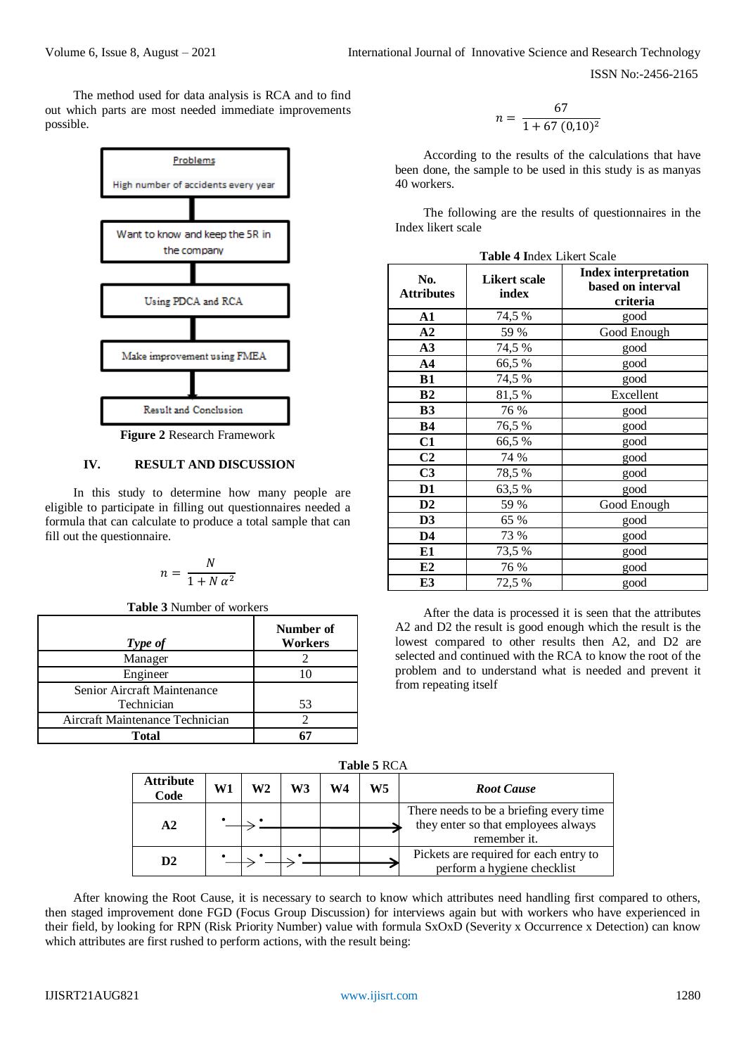The method used for data analysis is RCA and to find out which parts are most needed immediate improvements possible.

Problems

High number of accidents every year

Want to know and keep the 5R in the company

Using PDCA and RCA

Make improvement using FMEA

Result and Conclusion

**Figure 2** Research Framework

## IV. RESULT AND DISCUSSION

In this study to determine how many people are eligible to participate in filling out questionnaires needed a formula that can calculate to produce a total sample that can fill out the questionnaire.

$$n = \frac{N}{1 + N\,\alpha^2}$$

**Table 3** Number of workers

| *Type of* | Number of Workers |
|---|---|
| Manager | 2 |
| Engineer | 10 |
| Senior Aircraft Maintenance Technician | 53 |
| Aircraft Maintenance Technician | 2 |
| **Total** | **67** |

$$n = \frac{67}{1 + 67\,(0{,}10)^2}$$

According to the results of the calculations that have been done, the sample to be used in this study is as manyas 40 workers.

The following are the results of questionnaires in the Index likert scale

**Table 4 I**ndex Likert Scale

| No. Attributes | Likert scale index | Index interpretation based on interval criteria |
|---|---|---|
| **A1** | 74,5 % | good |
| **A2** | 59 % | Good Enough |
| **A3** | 74,5 % | good |
| **A4** | 66,5 % | good |
| **B1** | 74,5 % | good |
| **B2** | 81,5 % | Excellent |
| **B3** | 76 % | good |
| **B4** | 76,5 % | good |
| **C1** | 66,5 % | good |
| **C2** | 74 % | good |
| **C3** | 78,5 % | good |
| **D1** | 63,5 % | good |
| **D2** | 59 % | Good Enough |
| **D3** | 65 % | good |
| **D4** | 73 % | good |
| **E1** | 73,5 % | good |
| **E2** | 76 % | good |
| **E3** | 72,5 % | good |

After the data is processed it is seen that the attributes A2 and D2 the result is good enough which the result is the lowest compared to other results then A2, and D2 are selected and continued with the RCA to know the root of the problem and to understand what is needed and prevent it from repeating itself

**Table 5** RCA

| Attribute Code | W1 | W2 | W3 | W4 | W5 | *Root Cause* |
|---|---|---|---|---|---|---|
| **A2** | • → | • → | → | → | → | There needs to be a briefing every time they enter so that employees always remember it. |
| **D2** | • → | • → | • → | → | → | Pickets are required for each entry to perform a hygiene checklist |

After knowing the Root Cause, it is necessary to search to know which attributes need handling first compared to others, then staged improvement done FGD (Focus Group Discussion) for interviews again but with workers who have experienced in their field, by looking for RPN (Risk Priority Number) value with formula SxOxD (Severity x Occurrence x Detection) can know which attributes are first rushed to perform actions, with the result being: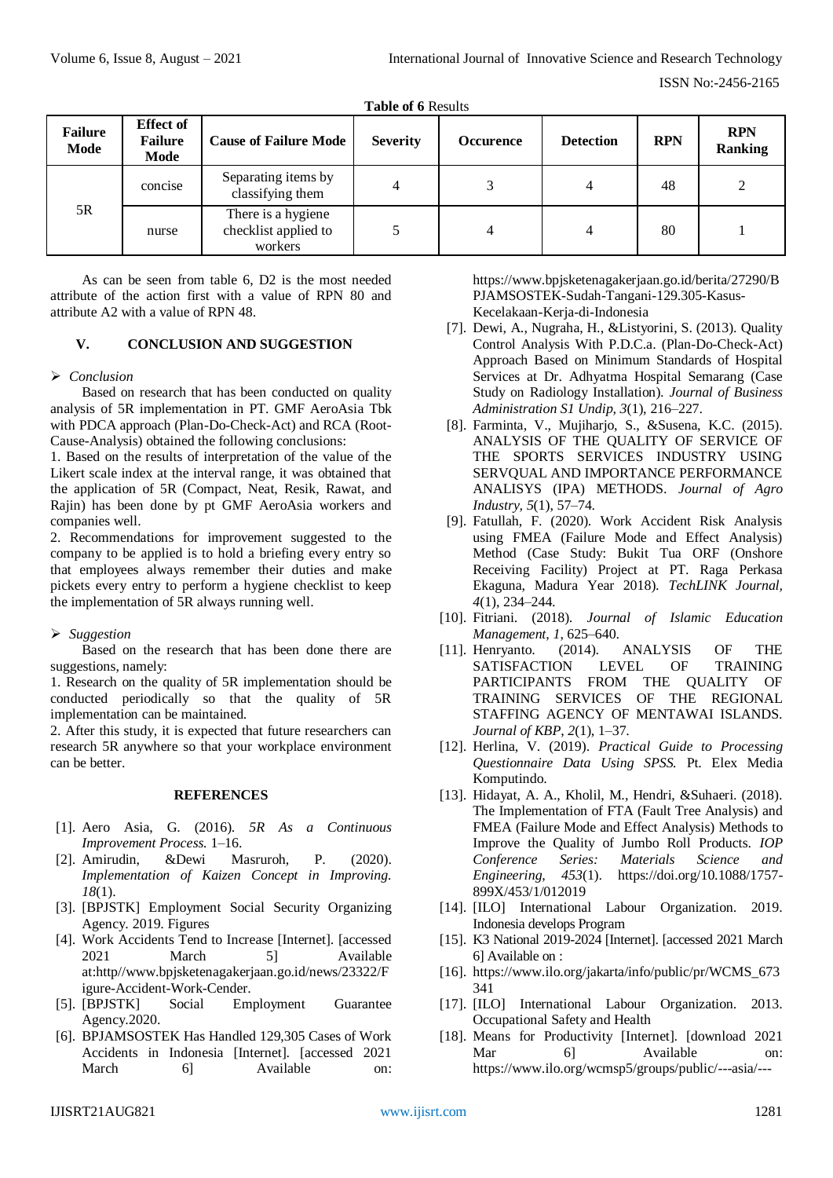**Table of 6** Results

| Failure Mode | Effect of Failure Mode | Cause of Failure Mode | Severity | Occurence | Detection | RPN | RPN Ranking |
|---|---|---|---|---|---|---|---|
| 5R | concise | Separating items by classifying them | 4 | 3 | 4 | 48 | 2 |
| | nurse | There is a hygiene checklist applied to workers | 5 | 4 | 4 | 80 | 1 |

As can be seen from table 6, D2 is the most needed attribute of the action first with a value of RPN 80 and attribute A2 with a value of RPN 48.

## V. CONCLUSION AND SUGGESTION

➢ *Conclusion*

Based on research that has been conducted on quality analysis of 5R implementation in PT. GMF AeroAsia Tbk with PDCA approach (Plan-Do-Check-Act) and RCA (Root-Cause-Analysis) obtained the following conclusions:

1. Based on the results of interpretation of the value of the Likert scale index at the interval range, it was obtained that the application of 5R (Compact, Neat, Resik, Rawat, and Rajin) has been done by pt GMF AeroAsia workers and companies well.
2. Recommendations for improvement suggested to the company to be applied is to hold a briefing every entry so that employees always remember their duties and make pickets every entry to perform a hygiene checklist to keep the implementation of 5R always running well.

➢ *Suggestion*

Based on the research that has been done there are suggestions, namely:

1. Research on the quality of 5R implementation should be conducted periodically so that the quality of 5R implementation can be maintained.
2. After this study, it is expected that future researchers can research 5R anywhere so that your workplace environment can be better.

## REFERENCES

[1]. Aero Asia, G. (2016). *5R As a Continuous Improvement Process.* 1–16.

[2]. Amirudin, &Dewi Masruroh, P. (2020). *Implementation of Kaizen Concept in Improving. 18*(1).

[3]. [BPJSTK] Employment Social Security Organizing Agency. 2019. Figures

[4]. Work Accidents Tend to Increase [Internet]. [accessed 2021 March 5] Available at:http//www.bpjsketenagakerjaan.go.id/news/23322/Figure-Accident-Work-Cender.

[5]. [BPJSTK] Social Employment Guarantee Agency.2020.

[6]. BPJAMSOSTEK Has Handled 129,305 Cases of Work Accidents in Indonesia [Internet]. [accessed 2021 March 6] Available on: https://www.bpjsketenagakerjaan.go.id/berita/27290/BPJAMSOSTEK-Sudah-Tangani-129.305-Kasus-Kecelakaan-Kerja-di-Indonesia

[7]. Dewi, A., Nugraha, H., &Listyorini, S. (2013). Quality Control Analysis With P.D.C.a. (Plan-Do-Check-Act) Approach Based on Minimum Standards of Hospital Services at Dr. Adhyatma Hospital Semarang (Case Study on Radiology Installation). *Journal of Business Administration S1 Undip, 3*(1), 216–227.

[8]. Farminta, V., Mujiharjo, S., &Susena, K.C. (2015). ANALYSIS OF THE QUALITY OF SERVICE OF THE SPORTS SERVICES INDUSTRY USING SERVQUAL AND IMPORTANCE PERFORMANCE ANALISYS (IPA) METHODS. *Journal of Agro Industry, 5*(1), 57–74.

[9]. Fatullah, F. (2020). Work Accident Risk Analysis using FMEA (Failure Mode and Effect Analysis) Method (Case Study: Bukit Tua ORF (Onshore Receiving Facility) Project at PT. Raga Perkasa Ekaguna, Madura Year 2018). *TechLINK Journal, 4*(1), 234–244.

[10]. Fitriani. (2018). *Journal of Islamic Education Management, 1*, 625–640.

[11]. Henryanto. (2014). ANALYSIS OF THE SATISFACTION LEVEL OF TRAINING PARTICIPANTS FROM THE QUALITY OF TRAINING SERVICES OF THE REGIONAL STAFFING AGENCY OF MENTAWAI ISLANDS. *Journal of KBP, 2*(1), 1–37.

[12]. Herlina, V. (2019). *Practical Guide to Processing Questionnaire Data Using SPSS.* Pt. Elex Media Komputindo.

[13]. Hidayat, A. A., Kholil, M., Hendri, &Suhaeri. (2018). The Implementation of FTA (Fault Tree Analysis) and FMEA (Failure Mode and Effect Analysis) Methods to Improve the Quality of Jumbo Roll Products. *IOP Conference Series: Materials Science and Engineering, 453*(1). https://doi.org/10.1088/1757-899X/453/1/012019

[14]. [ILO] International Labour Organization. 2019. Indonesia develops Program

[15]. K3 National 2019-2024 [Internet]. [accessed 2021 March 6] Available on :

[16]. https://www.ilo.org/jakarta/info/public/pr/WCMS_673341

[17]. [ILO] International Labour Organization. 2013. Occupational Safety and Health

[18]. Means for Productivity [Internet]. [download 2021 Mar 6] Available on: https://www.ilo.org/wcmsp5/groups/public/---asia/---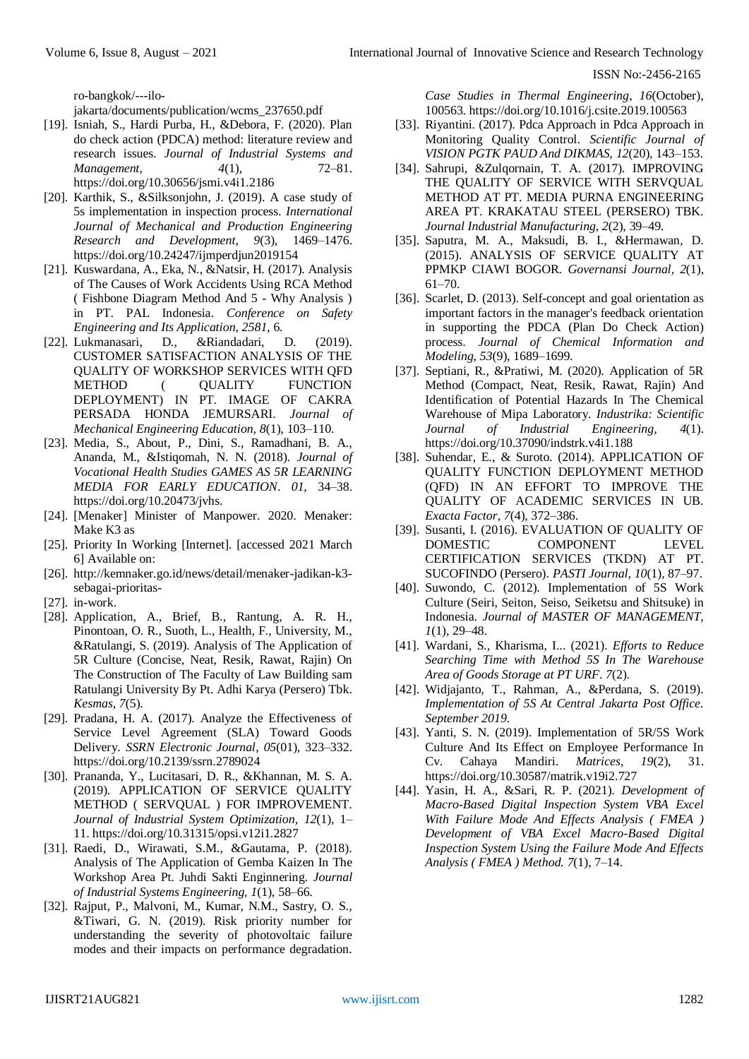ro-bangkok/---ilo-jakarta/documents/publication/wcms_237650.pdf

[19]. Isniah, S., Hardi Purba, H., &Debora, F. (2020). Plan do check action (PDCA) method: literature review and research issues. *Journal of Industrial Systems and Management*, *4*(1), 72–81. https://doi.org/10.30656/jsmi.v4i1.2186

[20]. Karthik, S., &Silksonjohn, J. (2019). A case study of 5s implementation in inspection process. *International Journal of Mechanical and Production Engineering Research and Development*, *9*(3), 1469–1476. https://doi.org/10.24247/ijmperdjun2019154

[21]. Kuswardana, A., Eka, N., &Natsir, H. (2017). Analysis of The Causes of Work Accidents Using RCA Method ( Fishbone Diagram Method And 5 - Why Analysis ) in PT. PAL Indonesia. *Conference on Safety Engineering and Its Application*, *2581*, 6.

[22]. Lukmanasari, D., &Riandadari, D. (2019). CUSTOMER SATISFACTION ANALYSIS OF THE QUALITY OF WORKSHOP SERVICES WITH QFD METHOD ( QUALITY FUNCTION DEPLOYMENT) IN PT. IMAGE OF CAKRA PERSADA HONDA JEMURSARI. *Journal of Mechanical Engineering Education*, *8*(1), 103–110.

[23]. Media, S., About, P., Dini, S., Ramadhani, B. A., Ananda, M., &Istiqomah, N. N. (2018). *Journal of Vocational Health Studies GAMES AS 5R LEARNING MEDIA FOR EARLY EDUCATION*. *01*, 34–38. https://doi.org/10.20473/jvhs.

[24]. [Menaker] Minister of Manpower. 2020. Menaker: Make K3 as

[25]. Priority In Working [Internet]. [accessed 2021 March 6] Available on:

[26]. http://kemnaker.go.id/news/detail/menaker-jadikan-k3-sebagai-prioritas-

[27]. in-work.

[28]. Application, A., Brief, B., Rantung, A. R. H., Pinontoan, O. R., Suoth, L., Health, F., University, M., &Ratulangi, S. (2019). Analysis of The Application of 5R Culture (Concise, Neat, Resik, Rawat, Rajin) On The Construction of The Faculty of Law Building sam Ratulangi University By Pt. Adhi Karya (Persero) Tbk. *Kesmas*, *7*(5).

[29]. Pradana, H. A. (2017). Analyze the Effectiveness of Service Level Agreement (SLA) Toward Goods Delivery. *SSRN Electronic Journal*, *05*(01), 323–332. https://doi.org/10.2139/ssrn.2789024

[30]. Prananda, Y., Lucitasari, D. R., &Khannan, M. S. A. (2019). APPLICATION OF SERVICE QUALITY METHOD ( SERVQUAL ) FOR IMPROVEMENT. *Journal of Industrial System Optimization*, *12*(1), 1–11. https://doi.org/10.31315/opsi.v12i1.2827

[31]. Raedi, D., Wirawati, S.M., &Gautama, P. (2018). Analysis of The Application of Gemba Kaizen In The Workshop Area Pt. Juhdi Sakti Enginnering. *Journal of Industrial Systems Engineering*, *1*(1), 58–66.

[32]. Rajput, P., Malvoni, M., Kumar, N.M., Sastry, O. S., &Tiwari, G. N. (2019). Risk priority number for understanding the severity of photovoltaic failure modes and their impacts on performance degradation. *Case Studies in Thermal Engineering*, *16*(October), 100563. https://doi.org/10.1016/j.csite.2019.100563

[33]. Riyantini. (2017). Pdca Approach in Pdca Approach in Monitoring Quality Control. *Scientific Journal of VISION PGTK PAUD And DIKMAS*, *12*(20), 143–153.

[34]. Sahrupi, &Zulqornain, T. A. (2017). IMPROVING THE QUALITY OF SERVICE WITH SERVQUAL METHOD AT PT. MEDIA PURNA ENGINEERING AREA PT. KRAKATAU STEEL (PERSERO) TBK. *Journal Industrial Manufacturing*, *2*(2), 39–49.

[35]. Saputra, M. A., Maksudi, B. I., &Hermawan, D. (2015). ANALYSIS OF SERVICE QUALITY AT PPMKP CIAWI BOGOR. *Governansi Journal*, *2*(1), 61–70.

[36]. Scarlet, D. (2013). Self-concept and goal orientation as important factors in the manager's feedback orientation in supporting the PDCA (Plan Do Check Action) process. *Journal of Chemical Information and Modeling*, *53*(9), 1689–1699.

[37]. Septiani, R., &Pratiwi, M. (2020). Application of 5R Method (Compact, Neat, Resik, Rawat, Rajin) And Identification of Potential Hazards In The Chemical Warehouse of Mipa Laboratory. *Industrika: Scientific Journal of Industrial Engineering*, *4*(1). https://doi.org/10.37090/indstrk.v4i1.188

[38]. Suhendar, E., & Suroto. (2014). APPLICATION OF QUALITY FUNCTION DEPLOYMENT METHOD (QFD) IN AN EFFORT TO IMPROVE THE QUALITY OF ACADEMIC SERVICES IN UB. *Exacta Factor*, *7*(4), 372–386.

[39]. Susanti, I. (2016). EVALUATION OF QUALITY OF DOMESTIC COMPONENT LEVEL CERTIFICATION SERVICES (TKDN) AT PT. SUCOFINDO (Persero). *PASTI Journal*, *10*(1), 87–97.

[40]. Suwondo, C. (2012). Implementation of 5S Work Culture (Seiri, Seiton, Seiso, Seiketsu and Shitsuke) in Indonesia. *Journal of MASTER OF MANAGEMENT*, *1*(1), 29–48.

[41]. Wardani, S., Kharisma, I... (2021). *Efforts to Reduce Searching Time with Method 5S In The Warehouse Area of Goods Storage at PT URF*. *7*(2).

[42]. Widjajanto, T., Rahman, A., &Perdana, S. (2019). *Implementation of 5S At Central Jakarta Post Office*. *September 2019*.

[43]. Yanti, S. N. (2019). Implementation of 5R/5S Work Culture And Its Effect on Employee Performance In Cv. Cahaya Mandiri. *Matrices*, *19*(2), 31. https://doi.org/10.30587/matrik.v19i2.727

[44]. Yasin, H. A., &Sari, R. P. (2021). *Development of Macro-Based Digital Inspection System VBA Excel With Failure Mode And Effects Analysis ( FMEA ) Development of VBA Excel Macro-Based Digital Inspection System Using the Failure Mode And Effects Analysis ( FMEA ) Method*. *7*(1), 7–14.